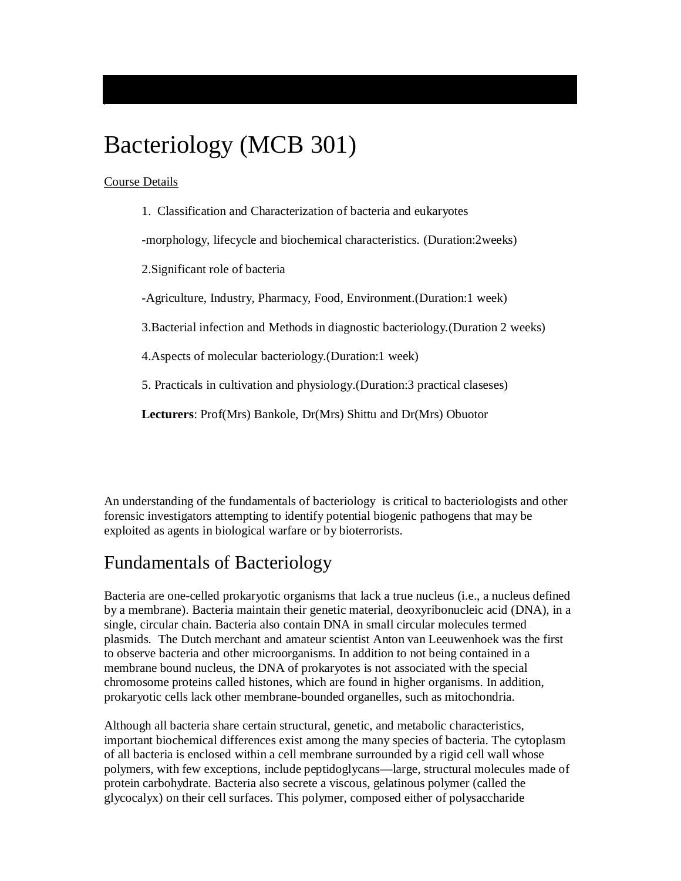# Bacteriology (MCB 301)

Course Details

1. Classification and Characterization of bacteria and eukaryotes

-morphology, lifecycle and biochemical characteristics. (Duration:2weeks)

2.Significant role of bacteria

-Agriculture, Industry, Pharmacy, Food, Environment.(Duration:1 week)

3.Bacterial infection and Methods in diagnostic bacteriology.(Duration 2 weeks)

4.Aspects of molecular bacteriology.(Duration:1 week)

5. Practicals in cultivation and physiology.(Duration:3 practical claseses)

**Lecturers**: Prof(Mrs) Bankole, Dr(Mrs) Shittu and Dr(Mrs) Obuotor

An understanding of the fundamentals of bacteriology is critical to bacteriologists and other forensic investigators attempting to identify potential biogenic pathogens that may be exploited as agents in biological warfare or by bioterrorists.

## Fundamentals of Bacteriology

Bacteria are one-celled prokaryotic organisms that lack a true nucleus (i.e., a nucleus defined by a membrane). Bacteria maintain their genetic material, deoxyribonucleic acid (DNA), in a single, circular chain. Bacteria also contain DNA in small circular molecules termed plasmids. The Dutch merchant and amateur scientist Anton van Leeuwenhoek was the first to observe bacteria and other microorganisms. In addition to not being contained in a membrane bound nucleus, the DNA of prokaryotes is not associated with the special chromosome proteins called histones, which are found in higher organisms. In addition, prokaryotic cells lack other membrane-bounded organelles, such as mitochondria.

Although all bacteria share certain structural, genetic, and metabolic characteristics, important biochemical differences exist among the many species of bacteria. The cytoplasm of all bacteria is enclosed within a cell membrane surrounded by a rigid cell wall whose polymers, with few exceptions, include peptidoglycans—large, structural molecules made of protein carbohydrate. Bacteria also secrete a viscous, gelatinous polymer (called the glycocalyx) on their cell surfaces. This polymer, composed either of polysaccharide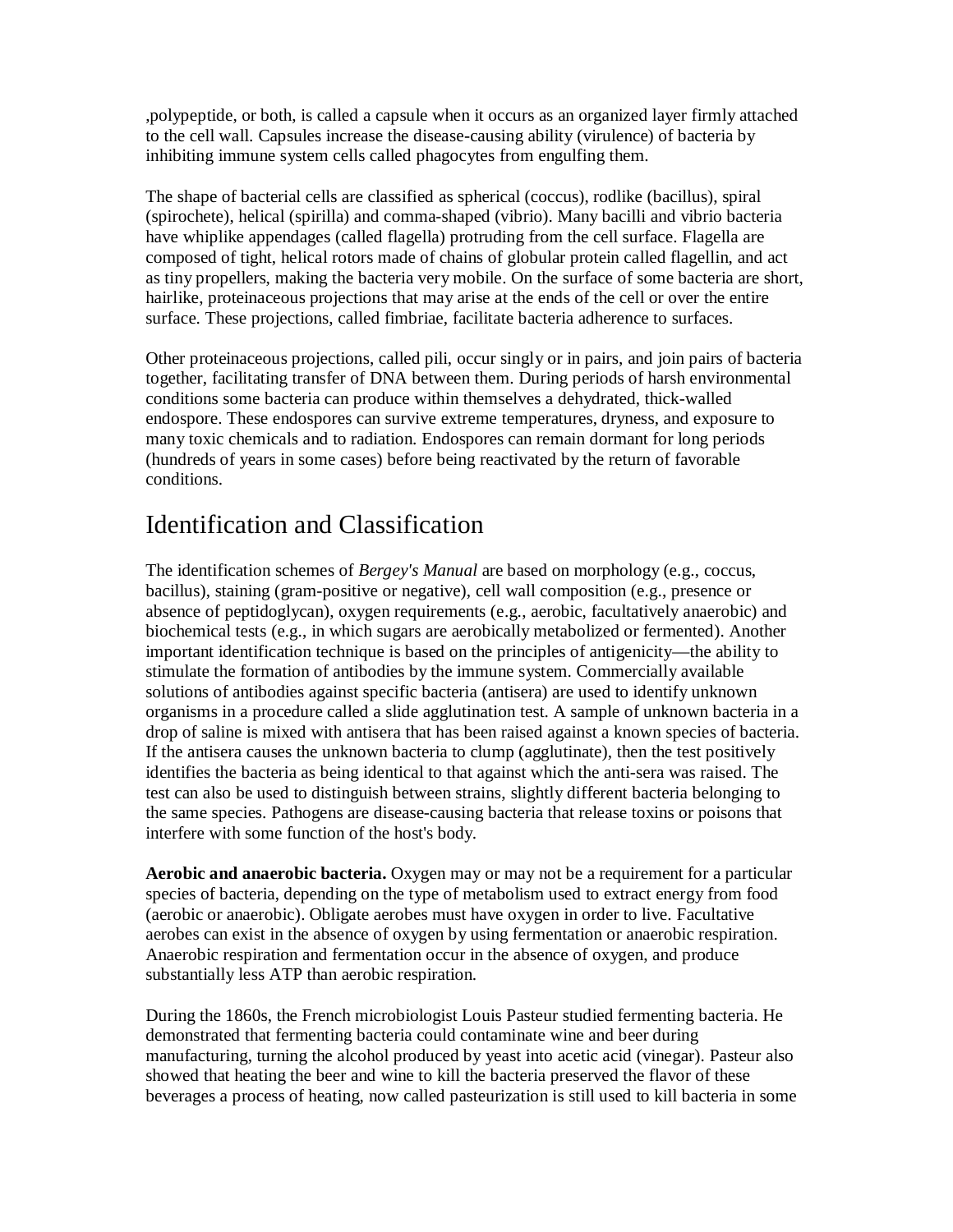,polypeptide, or both, is called a capsule when it occurs as an organized layer firmly attached to the cell wall. Capsules increase the disease-causing ability (virulence) of bacteria by inhibiting immune system cells called phagocytes from engulfing them.

The shape of bacterial cells are classified as spherical (coccus), rodlike (bacillus), spiral (spirochete), helical (spirilla) and comma-shaped (vibrio). Many bacilli and vibrio bacteria have whiplike appendages (called flagella) protruding from the cell surface. Flagella are composed of tight, helical rotors made of chains of globular protein called flagellin, and act as tiny propellers, making the bacteria very mobile. On the surface of some bacteria are short, hairlike, proteinaceous projections that may arise at the ends of the cell or over the entire surface. These projections, called fimbriae, facilitate bacteria adherence to surfaces.

Other proteinaceous projections, called pili, occur singly or in pairs, and join pairs of bacteria together, facilitating transfer of DNA between them. During periods of harsh environmental conditions some bacteria can produce within themselves a dehydrated, thick-walled endospore. These endospores can survive extreme temperatures, dryness, and exposure to many toxic chemicals and to radiation. Endospores can remain dormant for long periods (hundreds of years in some cases) before being reactivated by the return of favorable conditions.

## Identification and Classification

The identification schemes of *Bergey's Manual* are based on morphology (e.g., coccus, bacillus), staining (gram-positive or negative), cell wall composition (e.g., presence or absence of peptidoglycan), oxygen requirements (e.g., aerobic, facultatively anaerobic) and biochemical tests (e.g., in which sugars are aerobically metabolized or fermented). Another important identification technique is based on the principles of antigenicity—the ability to stimulate the formation of antibodies by the immune system. Commercially available solutions of antibodies against specific bacteria (antisera) are used to identify unknown organisms in a procedure called a slide agglutination test. A sample of unknown bacteria in a drop of saline is mixed with antisera that has been raised against a known species of bacteria. If the antisera causes the unknown bacteria to clump (agglutinate), then the test positively identifies the bacteria as being identical to that against which the anti-sera was raised. The test can also be used to distinguish between strains, slightly different bacteria belonging to the same species. Pathogens are disease-causing bacteria that release toxins or poisons that interfere with some function of the host's body.

**Aerobic and anaerobic bacteria.** Oxygen may or may not be a requirement for a particular species of bacteria, depending on the type of metabolism used to extract energy from food (aerobic or anaerobic). Obligate aerobes must have oxygen in order to live. Facultative aerobes can exist in the absence of oxygen by using fermentation or anaerobic respiration. Anaerobic respiration and fermentation occur in the absence of oxygen, and produce substantially less ATP than aerobic respiration.

During the 1860s, the French microbiologist Louis Pasteur studied fermenting bacteria. He demonstrated that fermenting bacteria could contaminate wine and beer during manufacturing, turning the alcohol produced by yeast into acetic acid (vinegar). Pasteur also showed that heating the beer and wine to kill the bacteria preserved the flavor of these beverages a process of heating, now called pasteurization is still used to kill bacteria in some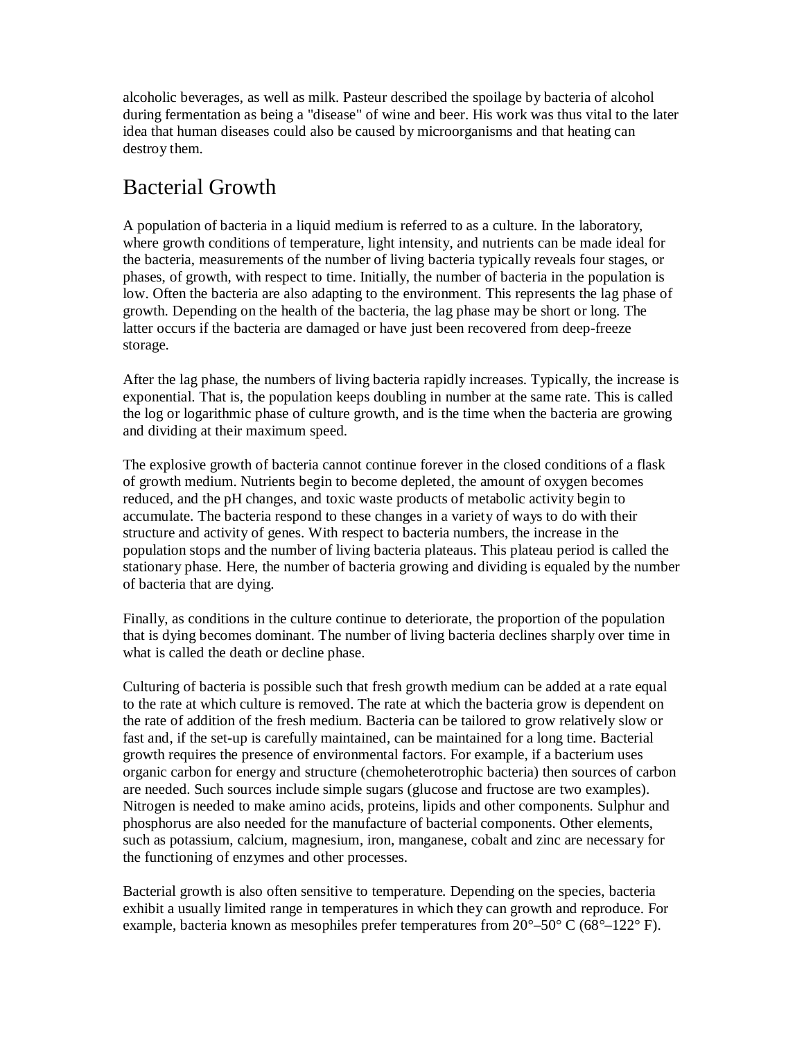alcoholic beverages, as well as milk. Pasteur described the spoilage by bacteria of alcohol during fermentation as being a "disease" of wine and beer. His work was thus vital to the later idea that human diseases could also be caused by microorganisms and that heating can destroy them.

## Bacterial Growth

A population of bacteria in a liquid medium is referred to as a culture. In the laboratory, where growth conditions of temperature, light intensity, and nutrients can be made ideal for the bacteria, measurements of the number of living bacteria typically reveals four stages, or phases, of growth, with respect to time. Initially, the number of bacteria in the population is low. Often the bacteria are also adapting to the environment. This represents the lag phase of growth. Depending on the health of the bacteria, the lag phase may be short or long. The latter occurs if the bacteria are damaged or have just been recovered from deep-freeze storage.

After the lag phase, the numbers of living bacteria rapidly increases. Typically, the increase is exponential. That is, the population keeps doubling in number at the same rate. This is called the log or logarithmic phase of culture growth, and is the time when the bacteria are growing and dividing at their maximum speed.

The explosive growth of bacteria cannot continue forever in the closed conditions of a flask of growth medium. Nutrients begin to become depleted, the amount of oxygen becomes reduced, and the pH changes, and toxic waste products of metabolic activity begin to accumulate. The bacteria respond to these changes in a variety of ways to do with their structure and activity of genes. With respect to bacteria numbers, the increase in the population stops and the number of living bacteria plateaus. This plateau period is called the stationary phase. Here, the number of bacteria growing and dividing is equaled by the number of bacteria that are dying.

Finally, as conditions in the culture continue to deteriorate, the proportion of the population that is dying becomes dominant. The number of living bacteria declines sharply over time in what is called the death or decline phase.

Culturing of bacteria is possible such that fresh growth medium can be added at a rate equal to the rate at which culture is removed. The rate at which the bacteria grow is dependent on the rate of addition of the fresh medium. Bacteria can be tailored to grow relatively slow or fast and, if the set-up is carefully maintained, can be maintained for a long time. Bacterial growth requires the presence of environmental factors. For example, if a bacterium uses organic carbon for energy and structure (chemoheterotrophic bacteria) then sources of carbon are needed. Such sources include simple sugars (glucose and fructose are two examples). Nitrogen is needed to make amino acids, proteins, lipids and other components. Sulphur and phosphorus are also needed for the manufacture of bacterial components. Other elements, such as potassium, calcium, magnesium, iron, manganese, cobalt and zinc are necessary for the functioning of enzymes and other processes.

Bacterial growth is also often sensitive to temperature. Depending on the species, bacteria exhibit a usually limited range in temperatures in which they can growth and reproduce. For example, bacteria known as mesophiles prefer temperatures from 20°–50° C (68°–122° F).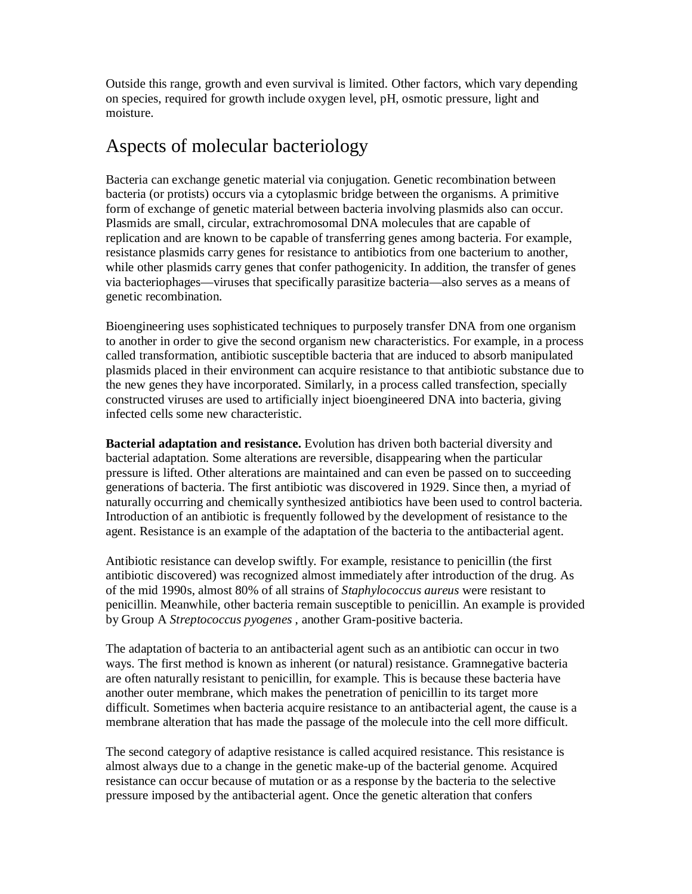Outside this range, growth and even survival is limited. Other factors, which vary depending on species, required for growth include oxygen level, pH, osmotic pressure, light and moisture.

## Aspects of molecular bacteriology

Bacteria can exchange genetic material via conjugation. Genetic recombination between bacteria (or protists) occurs via a cytoplasmic bridge between the organisms. A primitive form of exchange of genetic material between bacteria involving plasmids also can occur. Plasmids are small, circular, extrachromosomal DNA molecules that are capable of replication and are known to be capable of transferring genes among bacteria. For example, resistance plasmids carry genes for resistance to antibiotics from one bacterium to another, while other plasmids carry genes that confer pathogenicity. In addition, the transfer of genes via bacteriophages—viruses that specifically parasitize bacteria—also serves as a means of genetic recombination.

Bioengineering uses sophisticated techniques to purposely transfer DNA from one organism to another in order to give the second organism new characteristics. For example, in a process called transformation, antibiotic susceptible bacteria that are induced to absorb manipulated plasmids placed in their environment can acquire resistance to that antibiotic substance due to the new genes they have incorporated. Similarly, in a process called transfection, specially constructed viruses are used to artificially inject bioengineered DNA into bacteria, giving infected cells some new characteristic.

**Bacterial adaptation and resistance.** Evolution has driven both bacterial diversity and bacterial adaptation. Some alterations are reversible, disappearing when the particular pressure is lifted. Other alterations are maintained and can even be passed on to succeeding generations of bacteria. The first antibiotic was discovered in 1929. Since then, a myriad of naturally occurring and chemically synthesized antibiotics have been used to control bacteria. Introduction of an antibiotic is frequently followed by the development of resistance to the agent. Resistance is an example of the adaptation of the bacteria to the antibacterial agent.

Antibiotic resistance can develop swiftly. For example, resistance to penicillin (the first antibiotic discovered) was recognized almost immediately after introduction of the drug. As of the mid 1990s, almost 80% of all strains of *Staphylococcus aureus* were resistant to penicillin. Meanwhile, other bacteria remain susceptible to penicillin. An example is provided by Group A *Streptococcus pyogenes* , another Gram-positive bacteria.

The adaptation of bacteria to an antibacterial agent such as an antibiotic can occur in two ways. The first method is known as inherent (or natural) resistance. Gramnegative bacteria are often naturally resistant to penicillin, for example. This is because these bacteria have another outer membrane, which makes the penetration of penicillin to its target more difficult. Sometimes when bacteria acquire resistance to an antibacterial agent, the cause is a membrane alteration that has made the passage of the molecule into the cell more difficult.

The second category of adaptive resistance is called acquired resistance. This resistance is almost always due to a change in the genetic make-up of the bacterial genome. Acquired resistance can occur because of mutation or as a response by the bacteria to the selective pressure imposed by the antibacterial agent. Once the genetic alteration that confers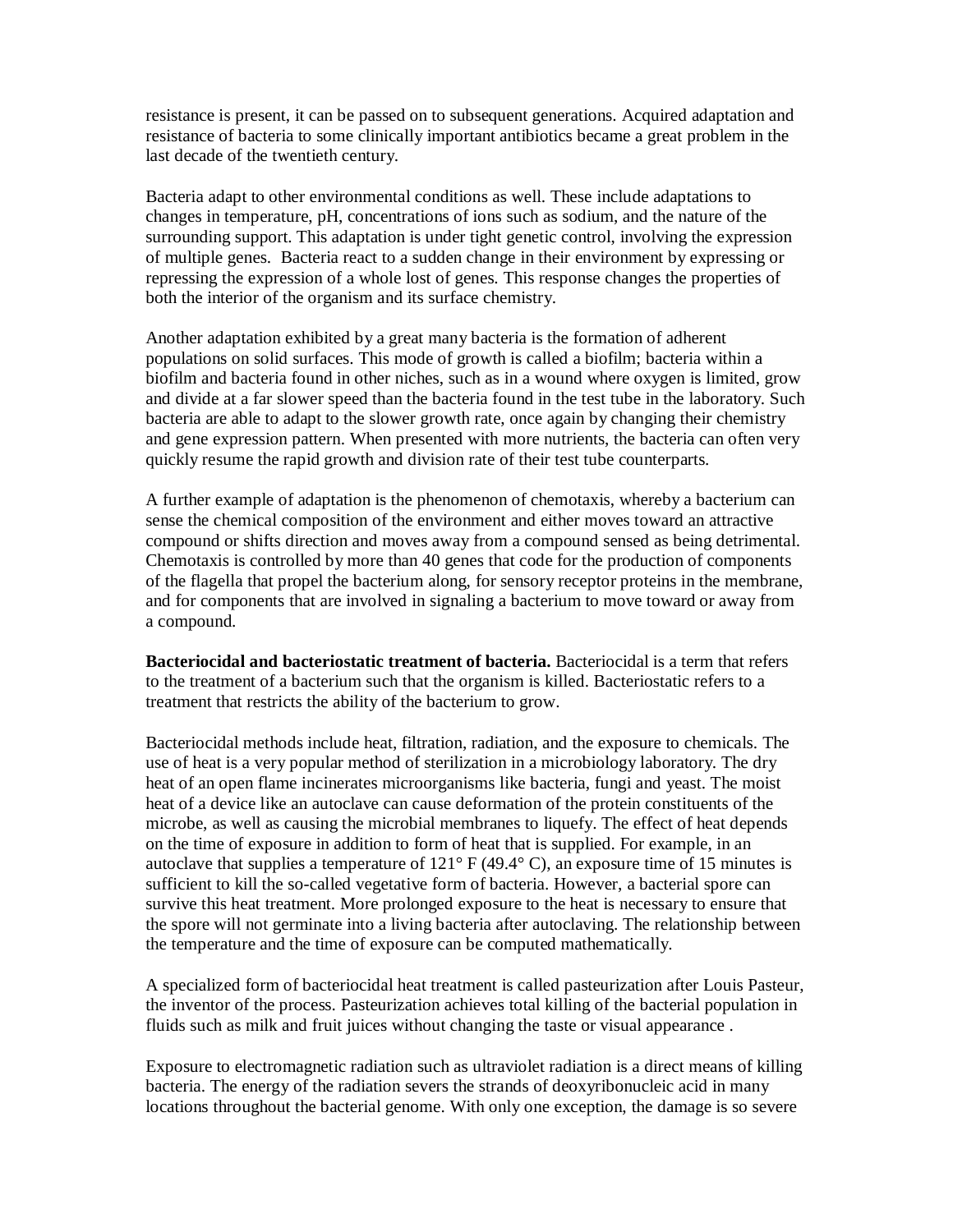resistance is present, it can be passed on to subsequent generations. Acquired adaptation and resistance of bacteria to some clinically important antibiotics became a great problem in the last decade of the twentieth century.

Bacteria adapt to other environmental conditions as well. These include adaptations to changes in temperature, pH, concentrations of ions such as sodium, and the nature of the surrounding support. This adaptation is under tight genetic control, involving the expression of multiple genes. Bacteria react to a sudden change in their environment by expressing or repressing the expression of a whole lost of genes. This response changes the properties of both the interior of the organism and its surface chemistry.

Another adaptation exhibited by a great many bacteria is the formation of adherent populations on solid surfaces. This mode of growth is called a biofilm; bacteria within a biofilm and bacteria found in other niches, such as in a wound where oxygen is limited, grow and divide at a far slower speed than the bacteria found in the test tube in the laboratory. Such bacteria are able to adapt to the slower growth rate, once again by changing their chemistry and gene expression pattern. When presented with more nutrients, the bacteria can often very quickly resume the rapid growth and division rate of their test tube counterparts.

A further example of adaptation is the phenomenon of chemotaxis, whereby a bacterium can sense the chemical composition of the environment and either moves toward an attractive compound or shifts direction and moves away from a compound sensed as being detrimental. Chemotaxis is controlled by more than 40 genes that code for the production of components of the flagella that propel the bacterium along, for sensory receptor proteins in the membrane, and for components that are involved in signaling a bacterium to move toward or away from a compound.

**Bacteriocidal and bacteriostatic treatment of bacteria.** Bacteriocidal is a term that refers to the treatment of a bacterium such that the organism is killed. Bacteriostatic refers to a treatment that restricts the ability of the bacterium to grow.

Bacteriocidal methods include heat, filtration, radiation, and the exposure to chemicals. The use of heat is a very popular method of sterilization in a microbiology laboratory. The dry heat of an open flame incinerates microorganisms like bacteria, fungi and yeast. The moist heat of a device like an autoclave can cause deformation of the protein constituents of the microbe, as well as causing the microbial membranes to liquefy. The effect of heat depends on the time of exposure in addition to form of heat that is supplied. For example, in an autoclave that supplies a temperature of 121° F (49.4° C), an exposure time of 15 minutes is sufficient to kill the so-called vegetative form of bacteria. However, a bacterial spore can survive this heat treatment. More prolonged exposure to the heat is necessary to ensure that the spore will not germinate into a living bacteria after autoclaving. The relationship between the temperature and the time of exposure can be computed mathematically.

A specialized form of bacteriocidal heat treatment is called pasteurization after Louis Pasteur, the inventor of the process. Pasteurization achieves total killing of the bacterial population in fluids such as milk and fruit juices without changing the taste or visual appearance .

Exposure to electromagnetic radiation such as ultraviolet radiation is a direct means of killing bacteria. The energy of the radiation severs the strands of deoxyribonucleic acid in many locations throughout the bacterial genome. With only one exception, the damage is so severe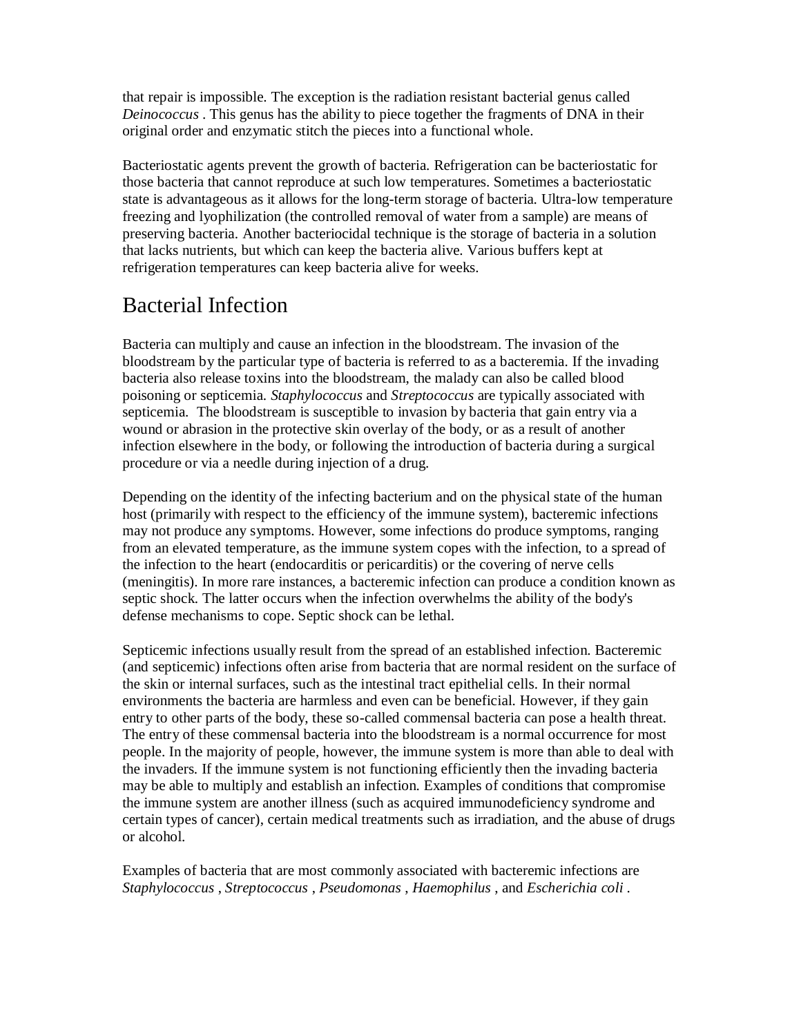that repair is impossible. The exception is the radiation resistant bacterial genus called *Deinococcus* . This genus has the ability to piece together the fragments of DNA in their original order and enzymatic stitch the pieces into a functional whole.

Bacteriostatic agents prevent the growth of bacteria. Refrigeration can be bacteriostatic for those bacteria that cannot reproduce at such low temperatures. Sometimes a bacteriostatic state is advantageous as it allows for the long-term storage of bacteria. Ultra-low temperature freezing and lyophilization (the controlled removal of water from a sample) are means of preserving bacteria. Another bacteriocidal technique is the storage of bacteria in a solution that lacks nutrients, but which can keep the bacteria alive. Various buffers kept at refrigeration temperatures can keep bacteria alive for weeks.

## Bacterial Infection

Bacteria can multiply and cause an infection in the bloodstream. The invasion of the bloodstream by the particular type of bacteria is referred to as a bacteremia. If the invading bacteria also release toxins into the bloodstream, the malady can also be called blood poisoning or septicemia. *Staphylococcus* and *Streptococcus* are typically associated with septicemia. The bloodstream is susceptible to invasion by bacteria that gain entry via a wound or abrasion in the protective skin overlay of the body, or as a result of another infection elsewhere in the body, or following the introduction of bacteria during a surgical procedure or via a needle during injection of a drug.

Depending on the identity of the infecting bacterium and on the physical state of the human host (primarily with respect to the efficiency of the immune system), bacteremic infections may not produce any symptoms. However, some infections do produce symptoms, ranging from an elevated temperature, as the immune system copes with the infection, to a spread of the infection to the heart (endocarditis or pericarditis) or the covering of nerve cells (meningitis). In more rare instances, a bacteremic infection can produce a condition known as septic shock. The latter occurs when the infection overwhelms the ability of the body's defense mechanisms to cope. Septic shock can be lethal.

Septicemic infections usually result from the spread of an established infection. Bacteremic (and septicemic) infections often arise from bacteria that are normal resident on the surface of the skin or internal surfaces, such as the intestinal tract epithelial cells. In their normal environments the bacteria are harmless and even can be beneficial. However, if they gain entry to other parts of the body, these so-called commensal bacteria can pose a health threat. The entry of these commensal bacteria into the bloodstream is a normal occurrence for most people. In the majority of people, however, the immune system is more than able to deal with the invaders. If the immune system is not functioning efficiently then the invading bacteria may be able to multiply and establish an infection. Examples of conditions that compromise the immune system are another illness (such as acquired immunodeficiency syndrome and certain types of cancer), certain medical treatments such as irradiation, and the abuse of drugs or alcohol.

Examples of bacteria that are most commonly associated with bacteremic infections are *Staphylococcus* , *Streptococcus* , *Pseudomonas* , *Haemophilus* , and *Escherichia coli* .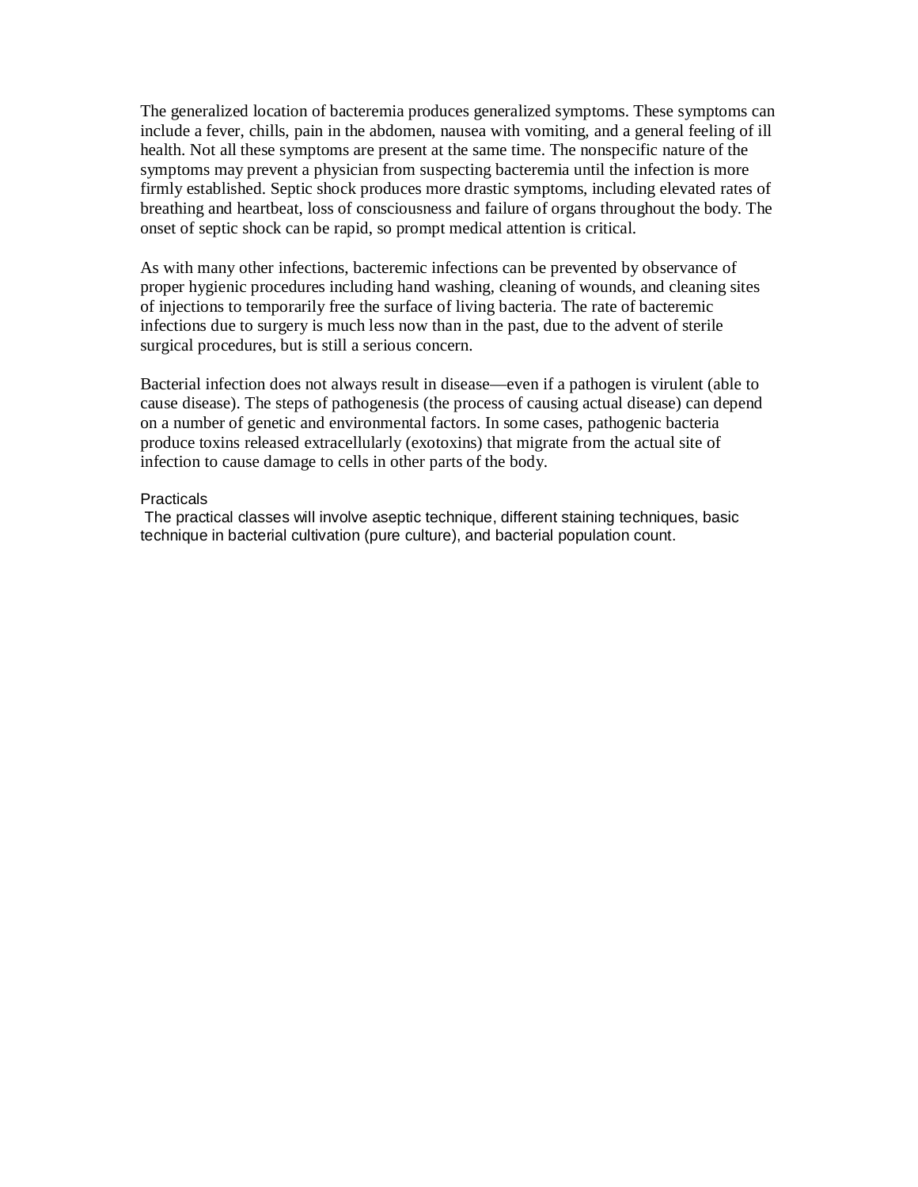The generalized location of bacteremia produces generalized symptoms. These symptoms can include a fever, chills, pain in the abdomen, nausea with vomiting, and a general feeling of ill health. Not all these symptoms are present at the same time. The nonspecific nature of the symptoms may prevent a physician from suspecting bacteremia until the infection is more firmly established. Septic shock produces more drastic symptoms, including elevated rates of breathing and heartbeat, loss of consciousness and failure of organs throughout the body. The onset of septic shock can be rapid, so prompt medical attention is critical.

As with many other infections, bacteremic infections can be prevented by observance of proper hygienic procedures including hand washing, cleaning of wounds, and cleaning sites of injections to temporarily free the surface of living bacteria. The rate of bacteremic infections due to surgery is much less now than in the past, due to the advent of sterile surgical procedures, but is still a serious concern.

Bacterial infection does not always result in disease—even if a pathogen is virulent (able to cause disease). The steps of pathogenesis (the process of causing actual disease) can depend on a number of genetic and environmental factors. In some cases, pathogenic bacteria produce toxins released extracellularly (exotoxins) that migrate from the actual site of infection to cause damage to cells in other parts of the body.

Practicals

The practical classes will involve aseptic technique, different staining techniques, basic technique in bacterial cultivation (pure culture), and bacterial population count.